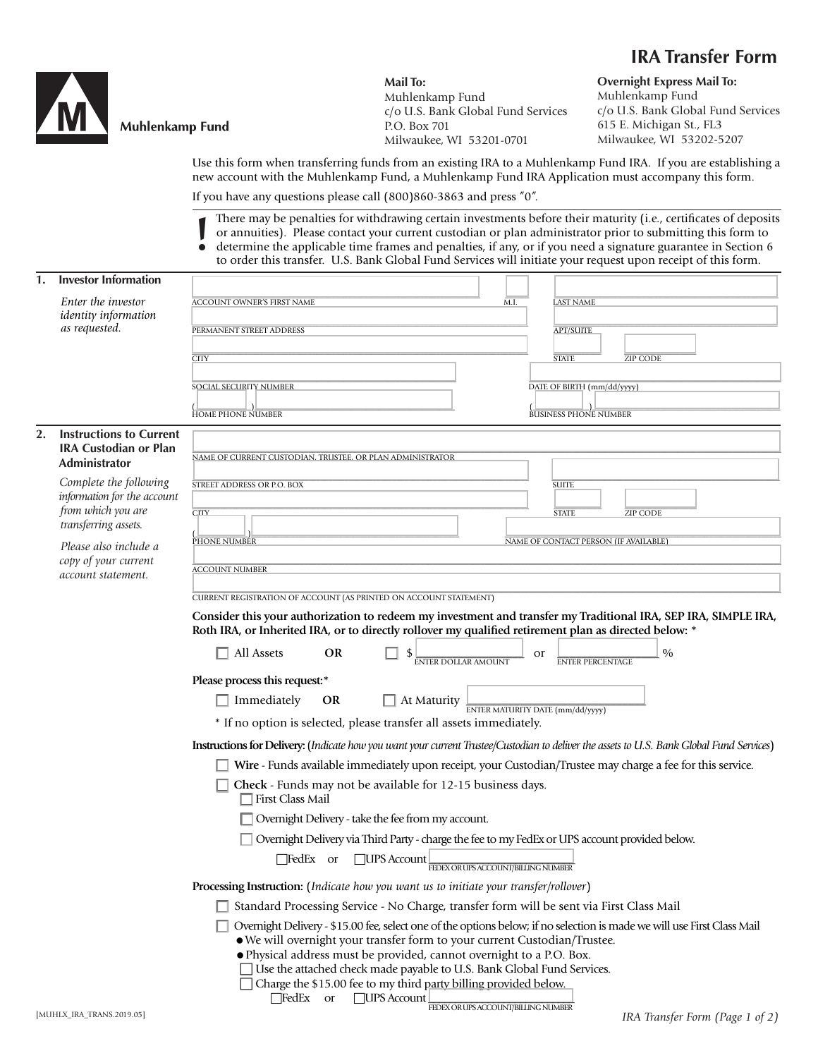# IRA Transfer Form

**Muhlenkamp Fund**

**Mail To:**
Muhlenkamp Fund
c/o U.S. Bank Global Fund Services
P.O. Box 701
Milwaukee, WI 53201-0701

**Overnight Express Mail To:**
Muhlenkamp Fund
c/o U.S. Bank Global Fund Services
615 E. Michigan St., FL3
Milwaukee, WI 53202-5207

Use this form when transferring funds from an existing IRA to a Muhlenkamp Fund IRA. If you are establishing a new account with the Muhlenkamp Fund, a Muhlenkamp Fund IRA Application must accompany this form.

If you have any questions please call (800)860-3863 and press "0".

**!** There may be penalties for withdrawing certain investments before their maturity (i.e., certificates of deposits or annuities). Please contact your current custodian or plan administrator prior to submitting this form to determine the applicable time frames and penalties, if any, or if you need a signature guarantee in Section 6 to order this transfer. U.S. Bank Global Fund Services will initiate your request upon receipt of this form.

## 1. Investor Information

*Enter the investor identity information as requested.*

ACCOUNT OWNER'S FIRST NAME ______ M.I. ______ LAST NAME ______

PERMANENT STREET ADDRESS ______ APT/SUITE ______

CITY ______ STATE ______ ZIP CODE ______

SOCIAL SECURITY NUMBER ______ DATE OF BIRTH (mm/dd/yyyy) ______

( ) HOME PHONE NUMBER ______ ( ) BUSINESS PHONE NUMBER ______

## 2. Instructions to Current IRA Custodian or Plan Administrator

*Complete the following information for the account from which you are transferring assets.*

*Please also include a copy of your current account statement.*

NAME OF CURRENT CUSTODIAN, TRUSTEE, OR PLAN ADMINISTRATOR ______

STREET ADDRESS OR P.O. BOX ______ SUITE ______

CITY ______ STATE ______ ZIP CODE ______

( ) PHONE NUMBER ______ NAME OF CONTACT PERSON (IF AVAILABLE) ______

ACCOUNT NUMBER ______

CURRENT REGISTRATION OF ACCOUNT (AS PRINTED ON ACCOUNT STATEMENT) ______

**Consider this your authorization to redeem my investment and transfer my Traditional IRA, SEP IRA, SIMPLE IRA, Roth IRA, or Inherited IRA, or to directly rollover my qualified retirement plan as directed below:** *

☐ All Assets **OR** ☐ $ ______ (ENTER DOLLAR AMOUNT) or ______ (ENTER PERCENTAGE) %

**Please process this request:***

☐ Immediately **OR** ☐ At Maturity ______ (ENTER MATURITY DATE (mm/dd/yyyy))

* If no option is selected, please transfer all assets immediately.

**Instructions for Delivery:** (*Indicate how you want your current Trustee/Custodian to deliver the assets to U.S. Bank Global Fund Services*)

☐ **Wire** - Funds available immediately upon receipt, your Custodian/Trustee may charge a fee for this service.

☐ **Check** - Funds may not be available for 12-15 business days.

- ☐ First Class Mail
- ☐ Overnight Delivery - take the fee from my account.
- ☐ Overnight Delivery via Third Party - charge the fee to my FedEx or UPS account provided below.
  - ☐ FedEx or ☐ UPS Account ______ (FEDEX OR UPS ACCOUNT/BILLING NUMBER)

**Processing Instruction:** (*Indicate how you want us to initiate your transfer/rollover*)

☐ Standard Processing Service - No Charge, transfer form will be sent via First Class Mail

☐ Overnight Delivery - $15.00 fee, select one of the options below; if no selection is made we will use First Class Mail

- We will overnight your transfer form to your current Custodian/Trustee.
- Physical address must be provided, cannot overnight to a P.O. Box.
- ☐ Use the attached check made payable to U.S. Bank Global Fund Services.
- ☐ Charge the $15.00 fee to my third party billing provided below.
  - ☐ FedEx or ☐ UPS Account ______ (FEDEX OR UPS ACCOUNT/BILLING NUMBER)

[MUHLX_IRA_TRANS.2019.05]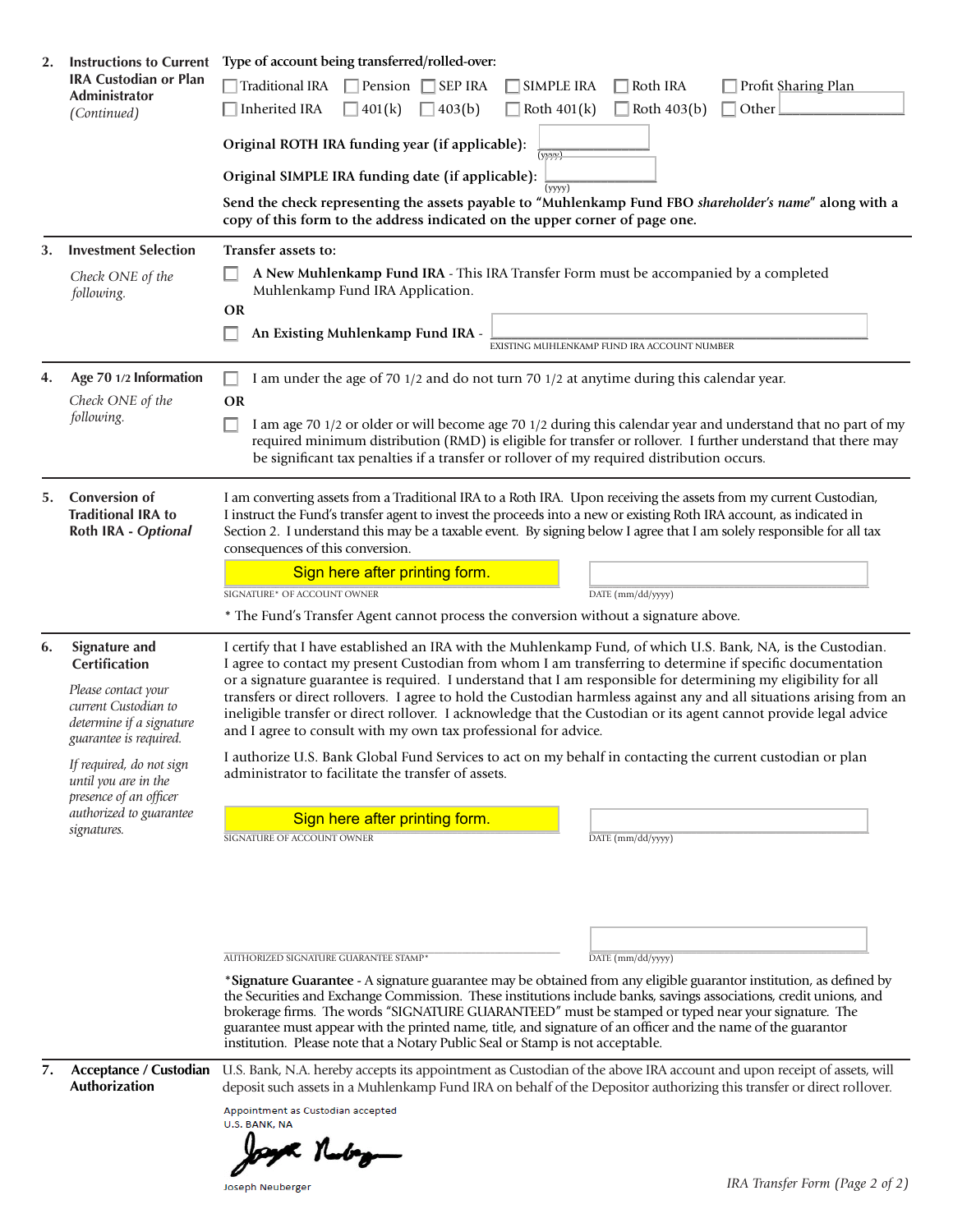**2. Instructions to Current IRA Custodian or Plan Administrator** *(Continued)*

**Type of account being transferred/rolled-over:**

- ☐ Traditional IRA ☐ Pension ☐ SEP IRA ☐ SIMPLE IRA ☐ Roth IRA ☐ Profit Sharing Plan
- ☐ Inherited IRA ☐ 401(k) ☐ 403(b) ☐ Roth 401(k) ☐ Roth 403(b) ☐ Other ____________

**Original ROTH IRA funding year (if applicable):** ____________ (yyyy)

**Original SIMPLE IRA funding date (if applicable):** ____________ (yyyy)

**Send the check representing the assets payable to "Muhlenkamp Fund FBO *shareholder's name*" along with a copy of this form to the address indicated on the upper corner of page one.**

---

**3. Investment Selection**

*Check ONE of the following.*

**Transfer assets to:**

☐ **A New Muhlenkamp Fund IRA** - This IRA Transfer Form must be accompanied by a completed Muhlenkamp Fund IRA Application.

**OR**

☐ **An Existing Muhlenkamp Fund IRA** - ____________________
EXISTING MUHLENKAMP FUND IRA ACCOUNT NUMBER

---

**4. Age 70 1/2 Information**

*Check ONE of the following.*

☐ I am under the age of 70 1/2 and do not turn 70 1/2 at anytime during this calendar year.

**OR**

☐ I am age 70 1/2 or older or will become age 70 1/2 during this calendar year and understand that no part of my required minimum distribution (RMD) is eligible for transfer or rollover. I further understand that there may be significant tax penalties if a transfer or rollover of my required distribution occurs.

---

**5. Conversion of Traditional IRA to Roth IRA - *Optional***

I am converting assets from a Traditional IRA to a Roth IRA. Upon receiving the assets from my current Custodian, I instruct the Fund's transfer agent to invest the proceeds into a new or existing Roth IRA account, as indicated in Section 2. I understand this may be a taxable event. By signing below I agree that I am solely responsible for all tax consequences of this conversion.

Sign here after printing form.
SIGNATURE* OF ACCOUNT OWNER

DATE (mm/dd/yyyy)

* The Fund's Transfer Agent cannot process the conversion without a signature above.

---

**6. Signature and Certification**

*Please contact your current Custodian to determine if a signature guarantee is required.*

*If required, do not sign until you are in the presence of an officer authorized to guarantee signatures.*

I certify that I have established an IRA with the Muhlenkamp Fund, of which U.S. Bank, NA, is the Custodian. I agree to contact my present Custodian from whom I am transferring to determine if specific documentation or a signature guarantee is required. I understand that I am responsible for determining my eligibility for all transfers or direct rollovers. I agree to hold the Custodian harmless against any and all situations arising from an ineligible transfer or direct rollover. I acknowledge that the Custodian or its agent cannot provide legal advice and I agree to consult with my own tax professional for advice.

I authorize U.S. Bank Global Fund Services to act on my behalf in contacting the current custodian or plan administrator to facilitate the transfer of assets.

Sign here after printing form.
SIGNATURE OF ACCOUNT OWNER

DATE (mm/dd/yyyy)

AUTHORIZED SIGNATURE GUARANTEE STAMP*

DATE (mm/dd/yyyy)

***Signature Guarantee** - A signature guarantee may be obtained from any eligible guarantor institution, as defined by the Securities and Exchange Commission. These institutions include banks, savings associations, credit unions, and brokerage firms. The words "SIGNATURE GUARANTEED" must be stamped or typed near your signature. The guarantee must appear with the printed name, title, and signature of an officer and the name of the guarantor institution. Please note that a Notary Public Seal or Stamp is not acceptable.

---

**7. Acceptance / Custodian Authorization**

U.S. Bank, N.A. hereby accepts its appointment as Custodian of the above IRA account and upon receipt of assets, will deposit such assets in a Muhlenkamp Fund IRA on behalf of the Depositor authorizing this transfer or direct rollover.

Appointment as Custodian accepted
U.S. BANK, NA

Joseph Neuberger